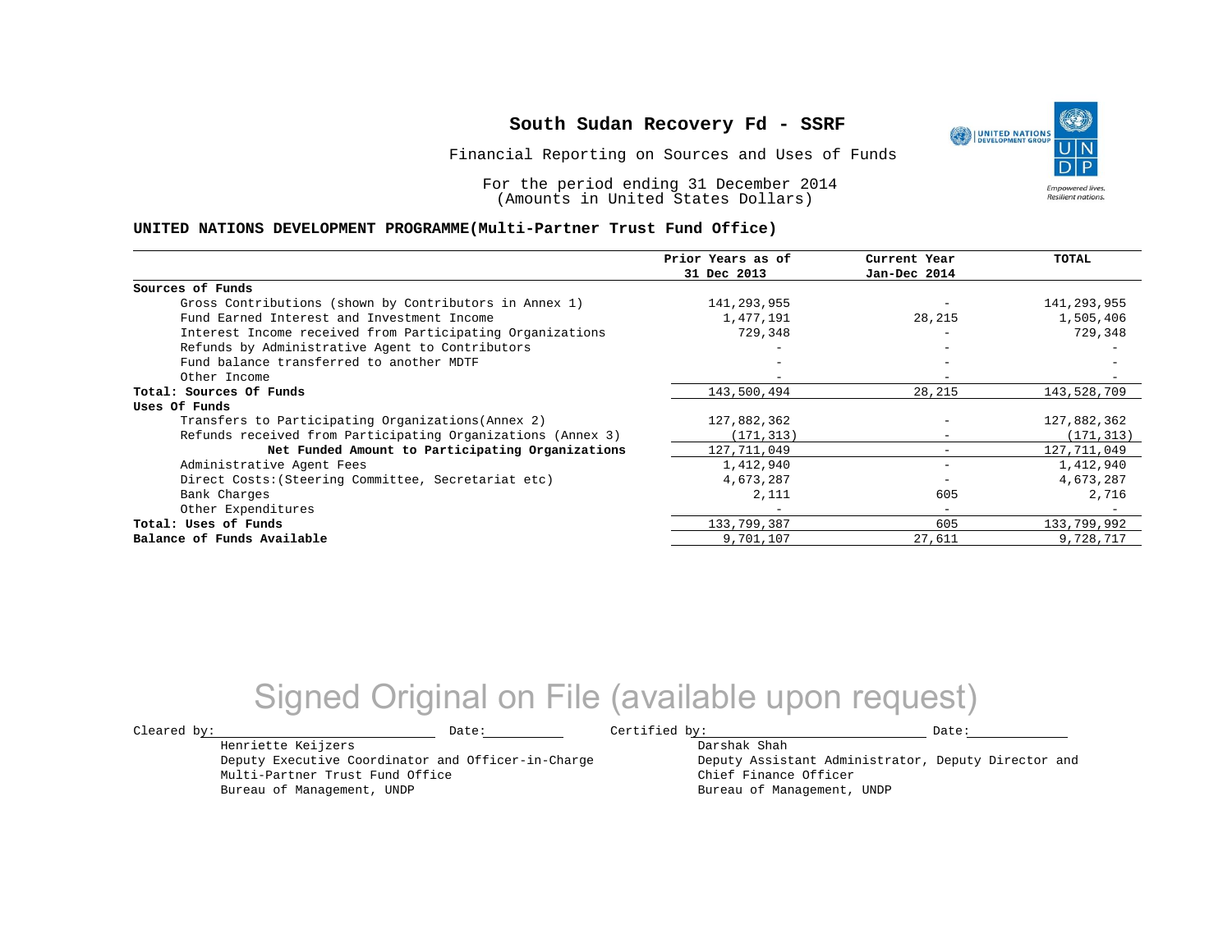# South Sudan Recovery Fd - SSRF

Financial Reporting on Sources and Uses of Funds

For the period ending 31 December 2014
(Amounts in United States Dollars)

**UNITED NATIONS DEVELOPMENT PROGRAMME(Multi-Partner Trust Fund Office)**

| | Prior Years as of 31 Dec 2013 | Current Year Jan-Dec 2014 | TOTAL |
|---|---|---|---|
| **Sources of Funds** | | | |
| Gross Contributions (shown by Contributors in Annex 1) | 141,293,955 | - | 141,293,955 |
| Fund Earned Interest and Investment Income | 1,477,191 | 28,215 | 1,505,406 |
| Interest Income received from Participating Organizations | 729,348 | - | 729,348 |
| Refunds by Administrative Agent to Contributors | - | - | - |
| Fund balance transferred to another MDTF | - | - | - |
| Other Income | - | - | - |
| **Total: Sources Of Funds** | 143,500,494 | 28,215 | 143,528,709 |
| **Uses Of Funds** | | | |
| Transfers to Participating Organizations(Annex 2) | 127,882,362 | - | 127,882,362 |
| Refunds received from Participating Organizations (Annex 3) | (171,313) | - | (171,313) |
| **Net Funded Amount to Participating Organizations** | 127,711,049 | - | 127,711,049 |
| Administrative Agent Fees | 1,412,940 | - | 1,412,940 |
| Direct Costs:(Steering Committee, Secretariat etc) | 4,673,287 | - | 4,673,287 |
| Bank Charges | 2,111 | 605 | 2,716 |
| Other Expenditures | - | - | - |
| **Total: Uses of Funds** | 133,799,387 | 605 | 133,799,992 |
| **Balance of Funds Available** | 9,701,107 | 27,611 | 9,728,717 |

Signed Original on File (available upon request)

Cleared by: ____________________ Date: __________

Henriette Keijzers
Deputy Executive Coordinator and Officer-in-Charge
Multi-Partner Trust Fund Office
Bureau of Management, UNDP

Certified by: ____________________ Date: __________

Darshak Shah
Deputy Assistant Administrator, Deputy Director and
Chief Finance Officer
Bureau of Management, UNDP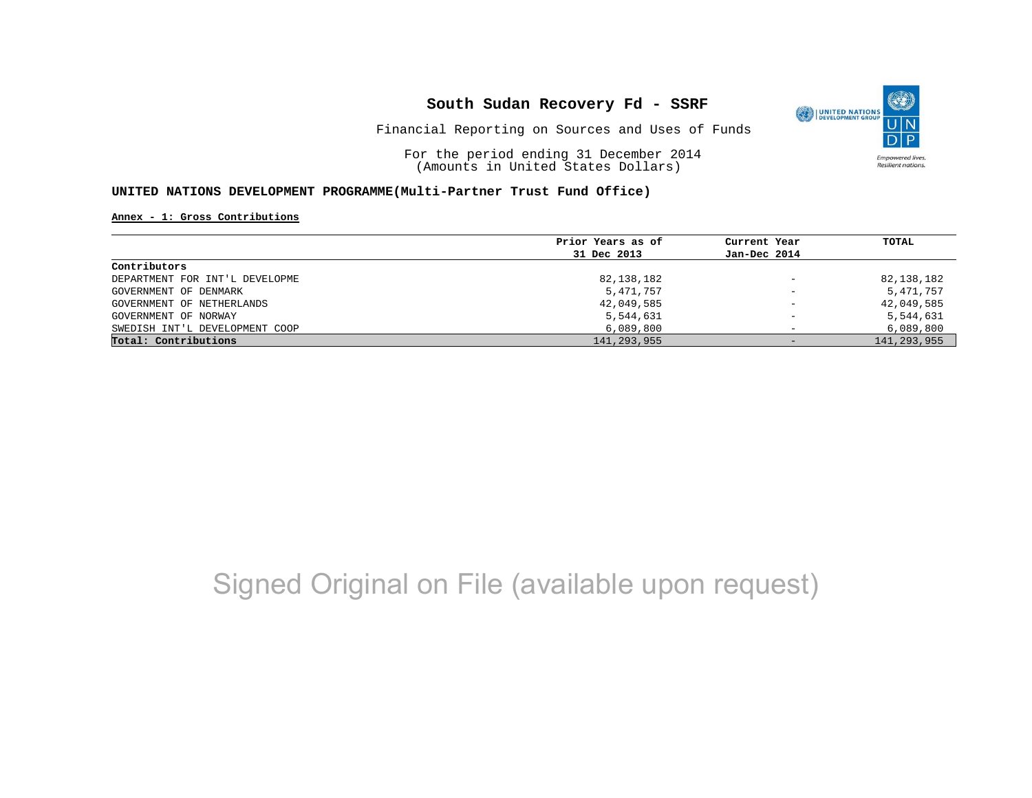# South Sudan Recovery Fd - SSRF

Financial Reporting on Sources and Uses of Funds

For the period ending 31 December 2014
(Amounts in United States Dollars)

**UNITED NATIONS DEVELOPMENT PROGRAMME(Multi-Partner Trust Fund Office)**

**Annex - 1: Gross Contributions**

| | Prior Years as of 31 Dec 2013 | Current Year Jan-Dec 2014 | TOTAL |
|---|---|---|---|
| **Contributors** | | | |
| DEPARTMENT FOR INT'L DEVELOPME | 82,138,182 | - | 82,138,182 |
| GOVERNMENT OF DENMARK | 5,471,757 | - | 5,471,757 |
| GOVERNMENT OF NETHERLANDS | 42,049,585 | - | 42,049,585 |
| GOVERNMENT OF NORWAY | 5,544,631 | - | 5,544,631 |
| SWEDISH INT'L DEVELOPMENT COOP | 6,089,800 | - | 6,089,800 |
| **Total: Contributions** | 141,293,955 | - | 141,293,955 |

Signed Original on File (available upon request)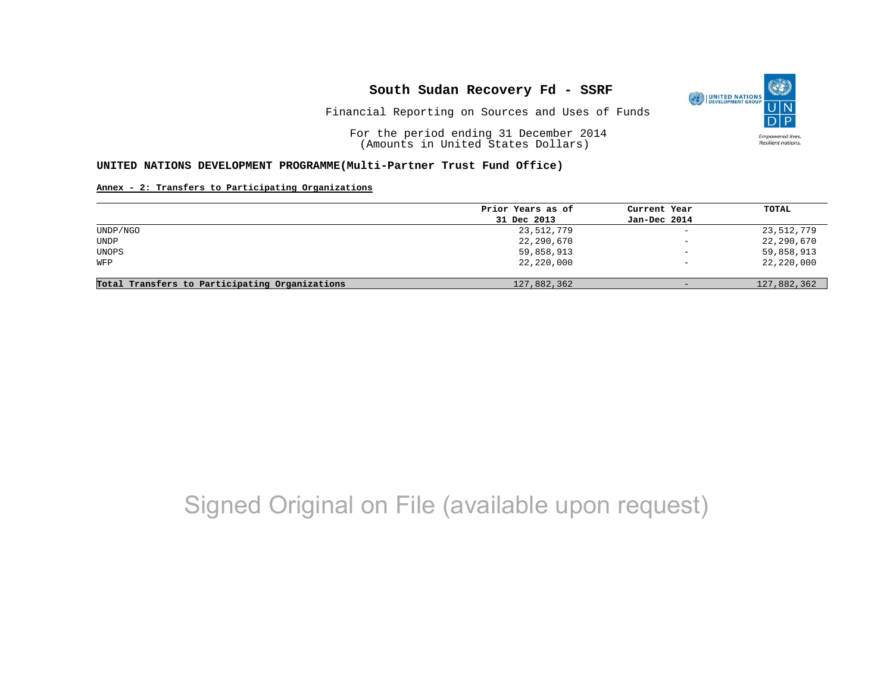# South Sudan Recovery Fd - SSRF

Financial Reporting on Sources and Uses of Funds

For the period ending 31 December 2014
(Amounts in United States Dollars)

**UNITED NATIONS DEVELOPMENT PROGRAMME(Multi-Partner Trust Fund Office)**

**Annex - 2: Transfers to Participating Organizations**

| | Prior Years as of 31 Dec 2013 | Current Year Jan-Dec 2014 | TOTAL |
|---|---|---|---|
| UNDP/NGO | 23,512,779 | - | 23,512,779 |
| UNDP | 22,290,670 | - | 22,290,670 |
| UNOPS | 59,858,913 | - | 59,858,913 |
| WFP | 22,220,000 | - | 22,220,000 |
| **Total Transfers to Participating Organizations** | 127,882,362 | - | 127,882,362 |

Signed Original on File (available upon request)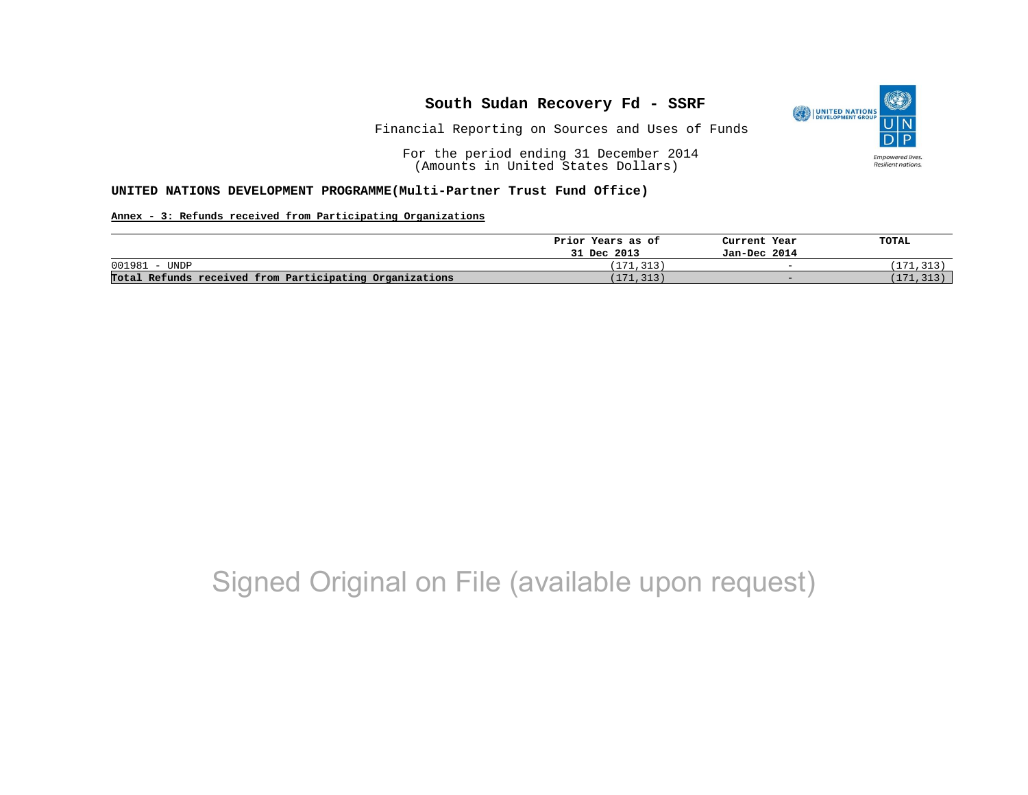# South Sudan Recovery Fd - SSRF

Financial Reporting on Sources and Uses of Funds

For the period ending 31 December 2014
(Amounts in United States Dollars)

**UNITED NATIONS DEVELOPMENT PROGRAMME(Multi-Partner Trust Fund Office)**

**Annex - 3: Refunds received from Participating Organizations**

| | Prior Years as of 31 Dec 2013 | Current Year Jan-Dec 2014 | TOTAL |
|---|---|---|---|
| 001981 - UNDP | (171,313) | - | (171,313) |
| **Total Refunds received from Participating Organizations** | (171,313) | - | (171,313) |

Signed Original on File (available upon request)